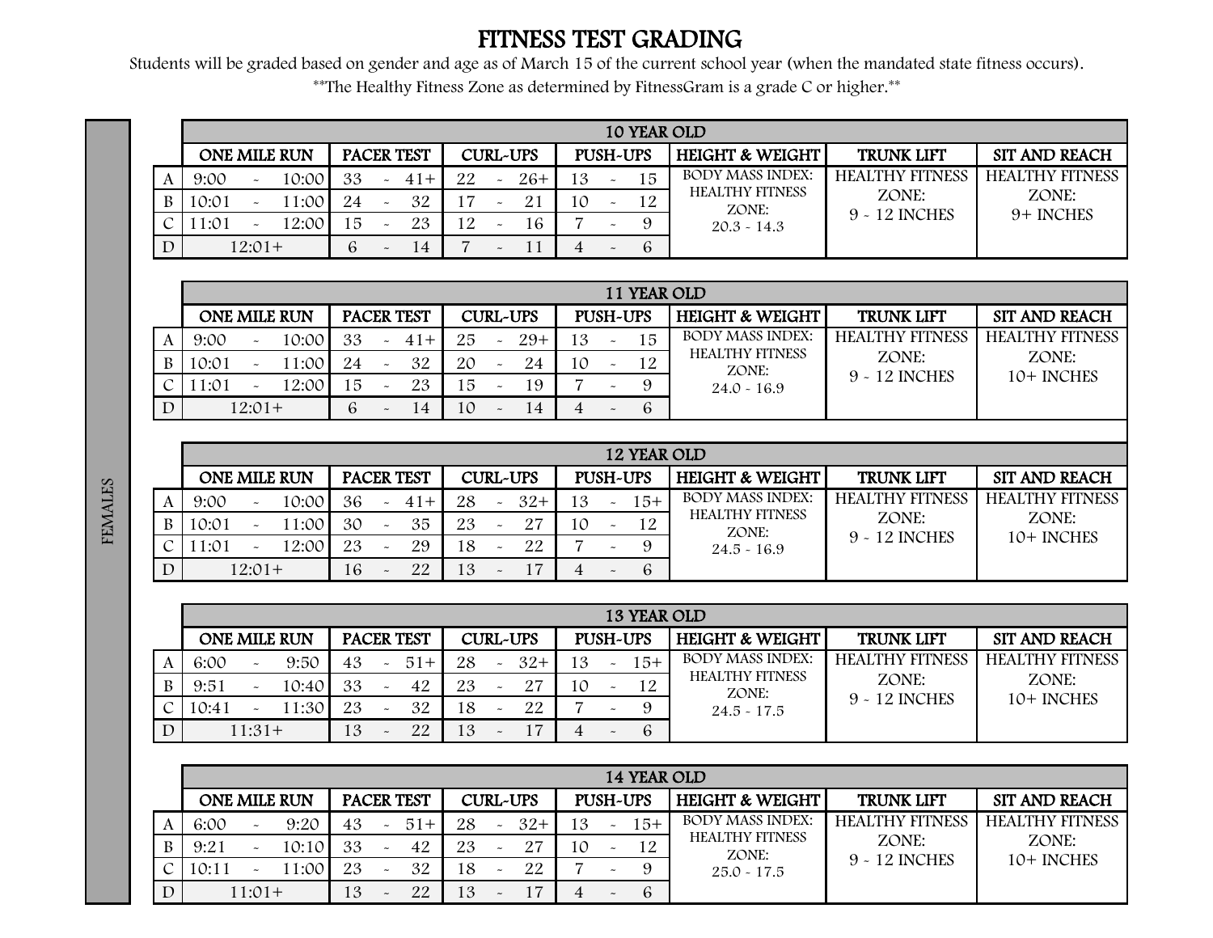# FITNESS TEST GRADING

Students will be graded based on gender and age as of March 15 of the current school year (when the mandated state fitness occurs).

**The Healthy Fitness Zone as determined by FitnessGram is a grade C or higher.**

## FEMALES

### 10 YEAR OLD

| | ONE MILE RUN | PACER TEST | CURL-UPS | PUSH-UPS | HEIGHT & WEIGHT | TRUNK LIFT | SIT AND REACH |
|---|---|---|---|---|---|---|---|
| A | 9:00 ~ 10:00 | 33 ~ 41+ | 22 ~ 26+ | 13 ~ 15 | BODY MASS INDEX: HEALTHY FITNESS ZONE: 20.3 - 14.3 | HEALTHY FITNESS ZONE: 9 ~ 12 INCHES | HEALTHY FITNESS ZONE: 9+ INCHES |
| B | 10:01 ~ 11:00 | 24 ~ 32 | 17 ~ 21 | 10 ~ 12 | | | |
| C | 11:01 ~ 12:00 | 15 ~ 23 | 12 ~ 16 | 7 ~ 9 | | | |
| D | 12:01+ | 6 ~ 14 | 7 ~ 11 | 4 ~ 6 | | | |

### 11 YEAR OLD

| | ONE MILE RUN | PACER TEST | CURL-UPS | PUSH-UPS | HEIGHT & WEIGHT | TRUNK LIFT | SIT AND REACH |
|---|---|---|---|---|---|---|---|
| A | 9:00 ~ 10:00 | 33 ~ 41+ | 25 ~ 29+ | 13 ~ 15 | BODY MASS INDEX: HEALTHY FITNESS ZONE: 24.0 - 16.9 | HEALTHY FITNESS ZONE: 9 ~ 12 INCHES | HEALTHY FITNESS ZONE: 10+ INCHES |
| B | 10:01 ~ 11:00 | 24 ~ 32 | 20 ~ 24 | 10 ~ 12 | | | |
| C | 11:01 ~ 12:00 | 15 ~ 23 | 15 ~ 19 | 7 ~ 9 | | | |
| D | 12:01+ | 6 ~ 14 | 10 ~ 14 | 4 ~ 6 | | | |

### 12 YEAR OLD

| | ONE MILE RUN | PACER TEST | CURL-UPS | PUSH-UPS | HEIGHT & WEIGHT | TRUNK LIFT | SIT AND REACH |
|---|---|---|---|---|---|---|---|
| A | 9:00 ~ 10:00 | 36 ~ 41+ | 28 ~ 32+ | 13 ~ 15+ | BODY MASS INDEX: HEALTHY FITNESS ZONE: 24.5 - 16.9 | HEALTHY FITNESS ZONE: 9 ~ 12 INCHES | HEALTHY FITNESS ZONE: 10+ INCHES |
| B | 10:01 ~ 11:00 | 30 ~ 35 | 23 ~ 27 | 10 ~ 12 | | | |
| C | 11:01 ~ 12:00 | 23 ~ 29 | 18 ~ 22 | 7 ~ 9 | | | |
| D | 12:01+ | 16 ~ 22 | 13 ~ 17 | 4 ~ 6 | | | |

### 13 YEAR OLD

| | ONE MILE RUN | PACER TEST | CURL-UPS | PUSH-UPS | HEIGHT & WEIGHT | TRUNK LIFT | SIT AND REACH |
|---|---|---|---|---|---|---|---|
| A | 6:00 ~ 9:50 | 43 ~ 51+ | 28 ~ 32+ | 13 ~ 15+ | BODY MASS INDEX: HEALTHY FITNESS ZONE: 24.5 - 17.5 | HEALTHY FITNESS ZONE: 9 ~ 12 INCHES | HEALTHY FITNESS ZONE: 10+ INCHES |
| B | 9:51 ~ 10:40 | 33 ~ 42 | 23 ~ 27 | 10 ~ 12 | | | |
| C | 10:41 ~ 11:30 | 23 ~ 32 | 18 ~ 22 | 7 ~ 9 | | | |
| D | 11:31+ | 13 ~ 22 | 13 ~ 17 | 4 ~ 6 | | | |

### 14 YEAR OLD

| | ONE MILE RUN | PACER TEST | CURL-UPS | PUSH-UPS | HEIGHT & WEIGHT | TRUNK LIFT | SIT AND REACH |
|---|---|---|---|---|---|---|---|
| A | 6:00 ~ 9:20 | 43 ~ 51+ | 28 ~ 32+ | 13 ~ 15+ | BODY MASS INDEX: HEALTHY FITNESS ZONE: 25.0 - 17.5 | HEALTHY FITNESS ZONE: 9 ~ 12 INCHES | HEALTHY FITNESS ZONE: 10+ INCHES |
| B | 9:21 ~ 10:10 | 33 ~ 42 | 23 ~ 27 | 10 ~ 12 | | | |
| C | 10:11 ~ 11:00 | 23 ~ 32 | 18 ~ 22 | 7 ~ 9 | | | |
| D | 11:01+ | 13 ~ 22 | 13 ~ 17 | 4 ~ 6 | | | |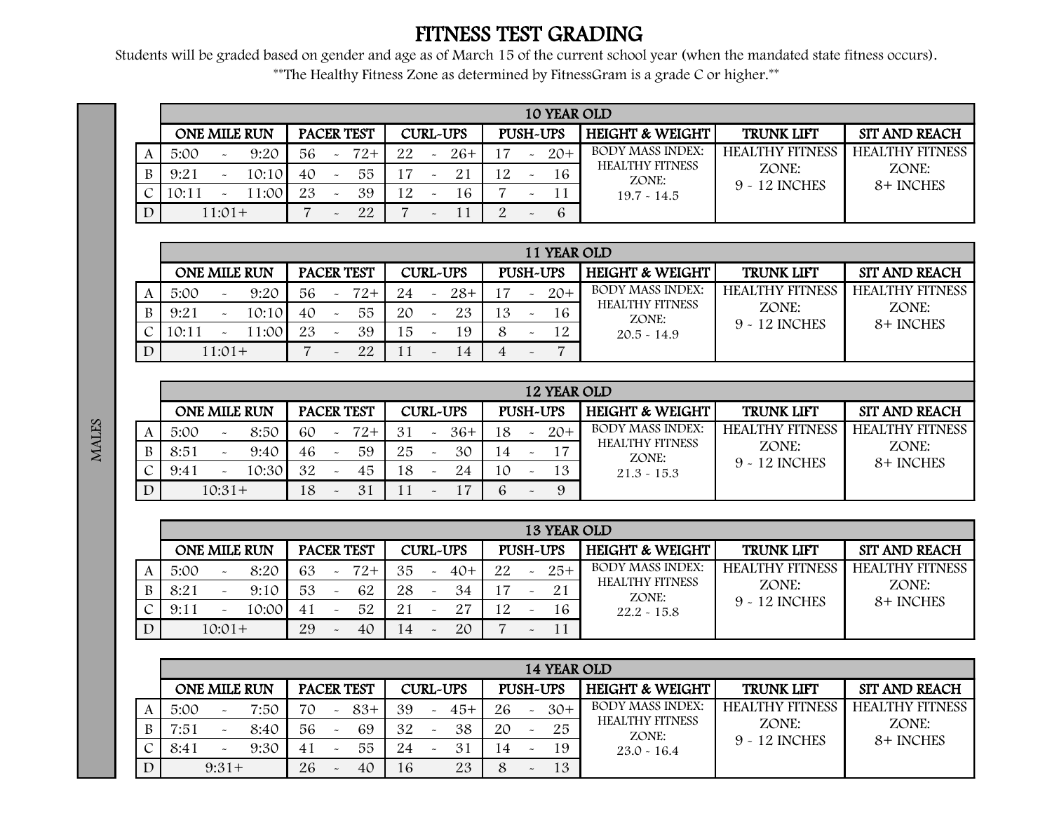# FITNESS TEST GRADING

Students will be graded based on gender and age as of March 15 of the current school year (when the mandated state fitness occurs).

**The Healthy Fitness Zone as determined by FitnessGram is a grade C or higher.**

MALES

| 10 YEAR OLD | | | | | | | |
|---|---|---|---|---|---|---|---|
| | ONE MILE RUN | PACER TEST | CURL-UPS | PUSH-UPS | HEIGHT & WEIGHT | TRUNK LIFT | SIT AND REACH |
| A | 5:00 - 9:20 | 56 - 72+ | 22 - 26+ | 17 - 20+ | BODY MASS INDEX: HEALTHY FITNESS ZONE: 19.7 - 14.5 | HEALTHY FITNESS ZONE: 9 - 12 INCHES | HEALTHY FITNESS ZONE: 8+ INCHES |
| B | 9:21 - 10:10 | 40 - 55 | 17 - 21 | 12 - 16 | | | |
| C | 10:11 - 11:00 | 23 - 39 | 12 - 16 | 7 - 11 | | | |
| D | 11:01+ | 7 - 22 | 7 - 11 | 2 - 6 | | | |

| 11 YEAR OLD | | | | | | | |
|---|---|---|---|---|---|---|---|
| | ONE MILE RUN | PACER TEST | CURL-UPS | PUSH-UPS | HEIGHT & WEIGHT | TRUNK LIFT | SIT AND REACH |
| A | 5:00 - 9:20 | 56 - 72+ | 24 - 28+ | 17 - 20+ | BODY MASS INDEX: HEALTHY FITNESS ZONE: 20.5 - 14.9 | HEALTHY FITNESS ZONE: 9 - 12 INCHES | HEALTHY FITNESS ZONE: 8+ INCHES |
| B | 9:21 - 10:10 | 40 - 55 | 20 - 23 | 13 - 16 | | | |
| C | 10:11 - 11:00 | 23 - 39 | 15 - 19 | 8 - 12 | | | |
| D | 11:01+ | 7 - 22 | 11 - 14 | 4 - 7 | | | |

| 12 YEAR OLD | | | | | | | |
|---|---|---|---|---|---|---|---|
| | ONE MILE RUN | PACER TEST | CURL-UPS | PUSH-UPS | HEIGHT & WEIGHT | TRUNK LIFT | SIT AND REACH |
| A | 5:00 - 8:50 | 60 - 72+ | 31 - 36+ | 18 - 20+ | BODY MASS INDEX: HEALTHY FITNESS ZONE: 21.3 - 15.3 | HEALTHY FITNESS ZONE: 9 - 12 INCHES | HEALTHY FITNESS ZONE: 8+ INCHES |
| B | 8:51 - 9:40 | 46 - 59 | 25 - 30 | 14 - 17 | | | |
| C | 9:41 - 10:30 | 32 - 45 | 18 - 24 | 10 - 13 | | | |
| D | 10:31+ | 18 - 31 | 11 - 17 | 6 - 9 | | | |

| 13 YEAR OLD | | | | | | | |
|---|---|---|---|---|---|---|---|
| | ONE MILE RUN | PACER TEST | CURL-UPS | PUSH-UPS | HEIGHT & WEIGHT | TRUNK LIFT | SIT AND REACH |
| A | 5:00 - 8:20 | 63 - 72+ | 35 - 40+ | 22 - 25+ | BODY MASS INDEX: HEALTHY FITNESS ZONE: 22.2 - 15.8 | HEALTHY FITNESS ZONE: 9 - 12 INCHES | HEALTHY FITNESS ZONE: 8+ INCHES |
| B | 8:21 - 9:10 | 53 - 62 | 28 - 34 | 17 - 21 | | | |
| C | 9:11 - 10:00 | 41 - 52 | 21 - 27 | 12 - 16 | | | |
| D | 10:01+ | 29 - 40 | 14 - 20 | 7 - 11 | | | |

| 14 YEAR OLD | | | | | | | |
|---|---|---|---|---|---|---|---|
| | ONE MILE RUN | PACER TEST | CURL-UPS | PUSH-UPS | HEIGHT & WEIGHT | TRUNK LIFT | SIT AND REACH |
| A | 5:00 - 7:50 | 70 - 83+ | 39 - 45+ | 26 - 30+ | BODY MASS INDEX: HEALTHY FITNESS ZONE: 23.0 - 16.4 | HEALTHY FITNESS ZONE: 9 - 12 INCHES | HEALTHY FITNESS ZONE: 8+ INCHES |
| B | 7:51 - 8:40 | 56 - 69 | 32 - 38 | 20 - 25 | | | |
| C | 8:41 - 9:30 | 41 - 55 | 24 - 31 | 14 - 19 | | | |
| D | 9:31+ | 26 - 40 | 16 23 | 8 - 13 | | | |